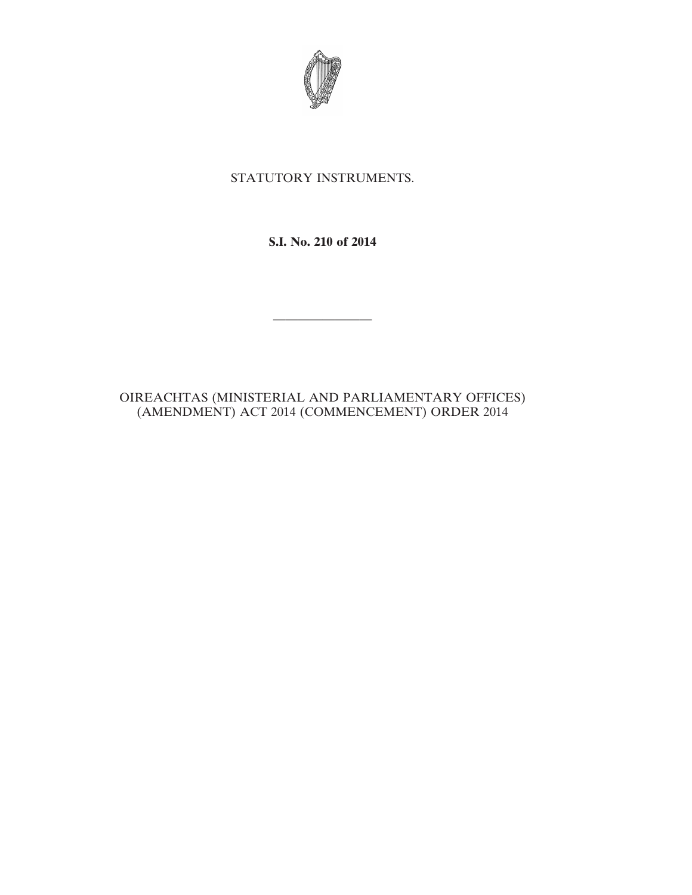STATUTORY INSTRUMENTS.

**S.I. No. 210 of 2014**

---

OIREACHTAS (MINISTERIAL AND PARLIAMENTARY OFFICES) (AMENDMENT) ACT 2014 (COMMENCEMENT) ORDER 2014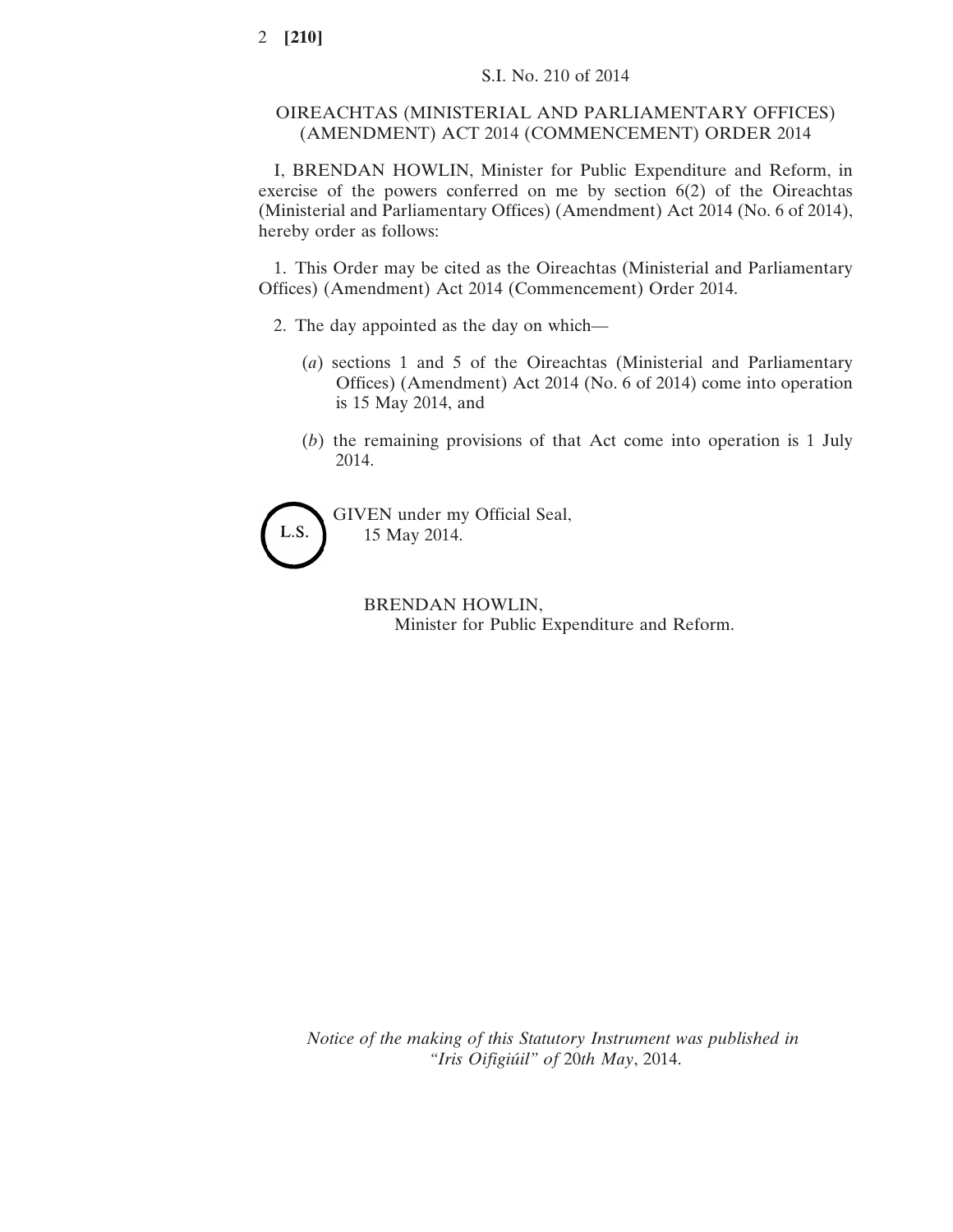S.I. No. 210 of 2014

# OIREACHTAS (MINISTERIAL AND PARLIAMENTARY OFFICES) (AMENDMENT) ACT 2014 (COMMENCEMENT) ORDER 2014

I, BRENDAN HOWLIN, Minister for Public Expenditure and Reform, in exercise of the powers conferred on me by section 6(2) of the Oireachtas (Ministerial and Parliamentary Offices) (Amendment) Act 2014 (No. 6 of 2014), hereby order as follows:

1. This Order may be cited as the Oireachtas (Ministerial and Parliamentary Offices) (Amendment) Act 2014 (Commencement) Order 2014.

2. The day appointed as the day on which—

   (*a*) sections 1 and 5 of the Oireachtas (Ministerial and Parliamentary Offices) (Amendment) Act 2014 (No. 6 of 2014) come into operation is 15 May 2014, and

   (*b*) the remaining provisions of that Act come into operation is 1 July 2014.

L.S.

GIVEN under my Official Seal,
15 May 2014.

BRENDAN HOWLIN,
Minister for Public Expenditure and Reform.

*Notice of the making of this Statutory Instrument was published in "Iris Oifigiúil" of 20th May*, 2014.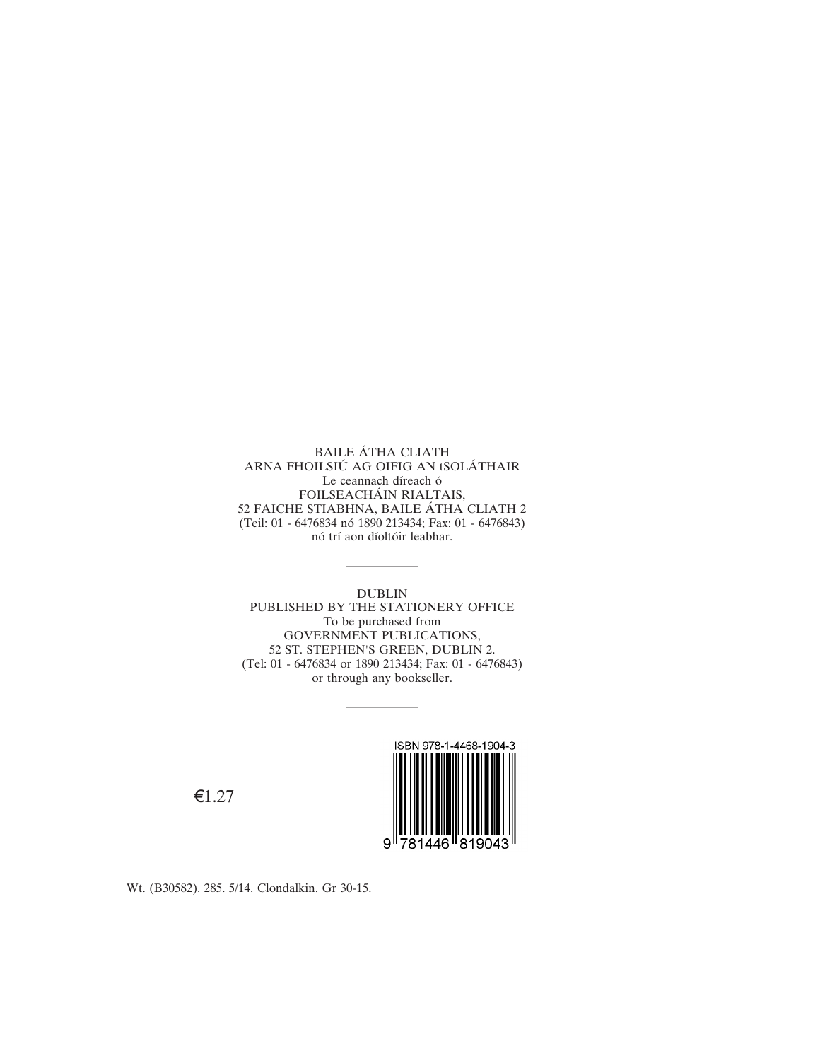BAILE ÁTHA CLIATH
ARNA FHOILSIÚ AG OIFIG AN tSOLÁTHAIR
Le ceannach díreach ó
FOILSEACHÁIN RIALTAIS,
52 FAICHE STIABHNA, BAILE ÁTHA CLIATH 2
(Teil: 01 - 6476834 nó 1890 213434; Fax: 01 - 6476843)
nó trí aon díoltóir leabhar.

---

DUBLIN
PUBLISHED BY THE STATIONERY OFFICE
To be purchased from
GOVERNMENT PUBLICATIONS,
52 ST. STEPHEN'S GREEN, DUBLIN 2.
(Tel: 01 - 6476834 or 1890 213434; Fax: 01 - 6476843)
or through any bookseller.

---

ISBN 978-1-4468-1904-3

9 781446 819043

€1.27

Wt. (B30582). 285. 5/14. Clondalkin. Gr 30-15.